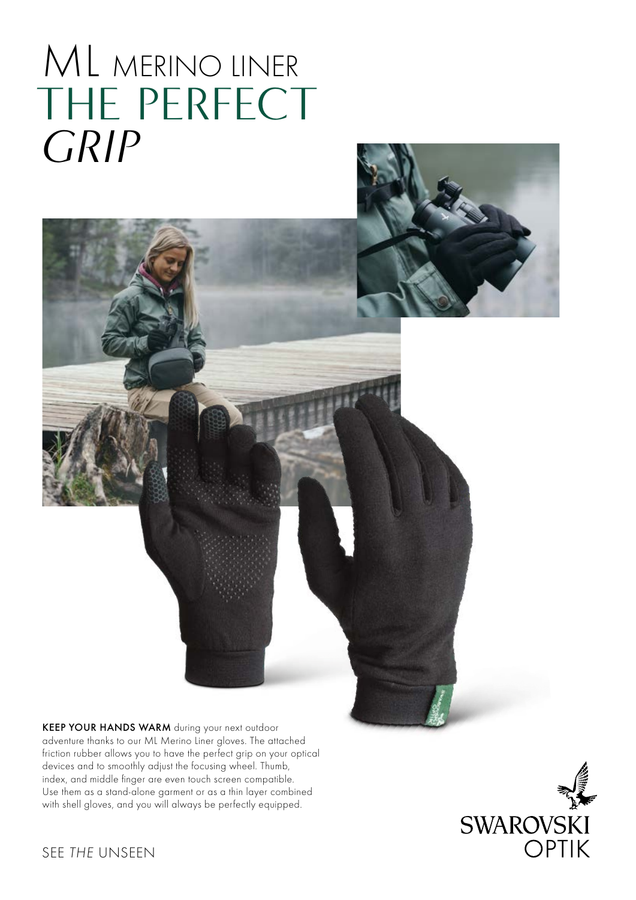# ML MERINO LINER THE PERFECT *GRIP*

**KEEP YOUR HANDS WARM** during your next outdoor adventure thanks to our ML Merino Liner gloves. The attached friction rubber allows you to have the perfect grip on your optical devices and to smoothly adjust the focusing wheel. Thumb, index, and middle finger are even touch screen compatible. Use them as a stand-alone garment or as a thin layer combined with shell gloves, and you will always be perfectly equipped.

SEE *THE* UNSEEN

SWAROVSKI OPTIK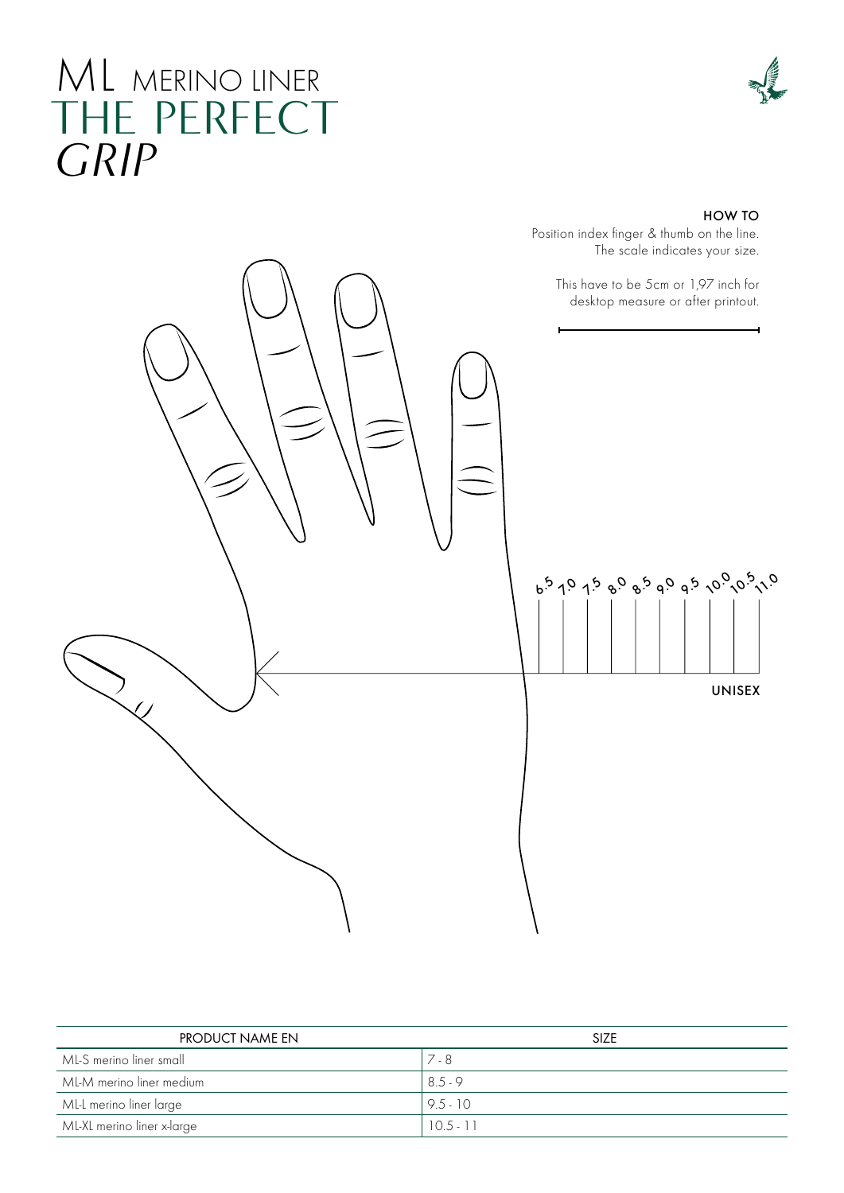# ML MERINO LINER
# THE PERFECT
# *GRIP*

**HOW TO**

Position index finger & thumb on the line.
The scale indicates your size.

This have to be 5cm or 1,97 inch for desktop measure or after printout.

6.5 7.0 7.5 8.0 8.5 9.0 9.5 10.0 10.5 11.0

**UNISEX**

| PRODUCT NAME EN | SIZE |
| --- | --- |
| ML-S merino liner small | 7 - 8 |
| ML-M merino liner medium | 8.5 - 9 |
| ML-L merino liner large | 9.5 - 10 |
| ML-XL merino liner x-large | 10.5 - 11 |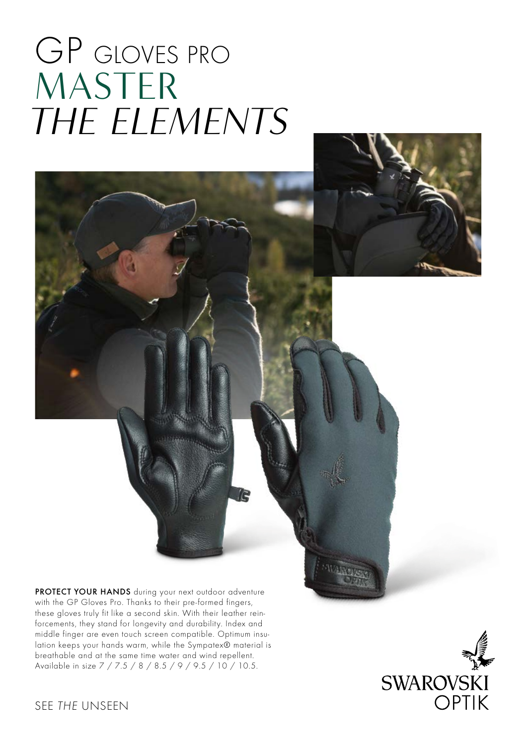# GP GLOVES PRO

## MASTER *THE ELEMENTS*

**PROTECT YOUR HANDS** during your next outdoor adventure with the GP Gloves Pro. Thanks to their pre-formed fingers, these gloves truly fit like a second skin. With their leather reinforcements, they stand for longevity and durability. Index and middle finger are even touch screen compatible. Optimum insulation keeps your hands warm, while the Sympatex® material is breathable and at the same time water and wind repellent. Available in size 7 / 7.5 / 8 / 8.5 / 9 / 9.5 / 10 / 10.5.

SWAROVSKI OPTIK

SEE *THE* UNSEEN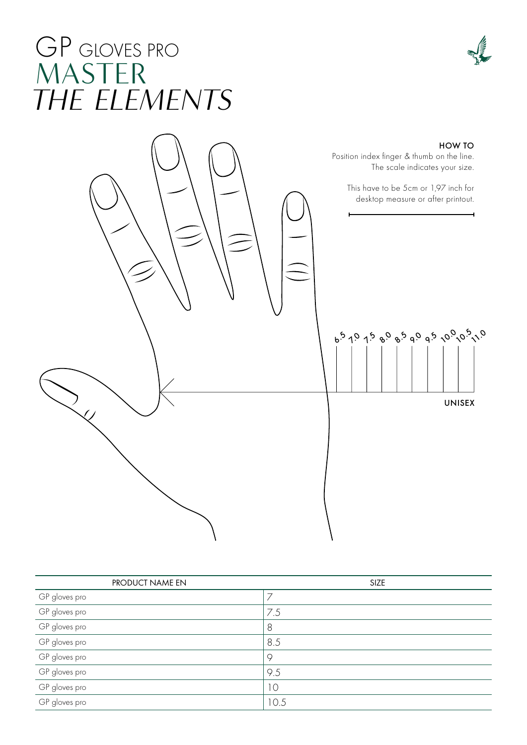# GP GLOVES PRO
## MASTER
## *THE ELEMENTS*

**HOW TO**

Position index finger & thumb on the line.
The scale indicates your size.

This have to be 5cm or 1,97 inch for desktop measure or after printout.

6.5 7.0 7.5 8.0 8.5 9.0 9.5 10.0 10.5 11.0

**UNISEX**

| PRODUCT NAME EN | SIZE |
|---|---|
| GP gloves pro | 7 |
| GP gloves pro | 7.5 |
| GP gloves pro | 8 |
| GP gloves pro | 8.5 |
| GP gloves pro | 9 |
| GP gloves pro | 9.5 |
| GP gloves pro | 10 |
| GP gloves pro | 10.5 |